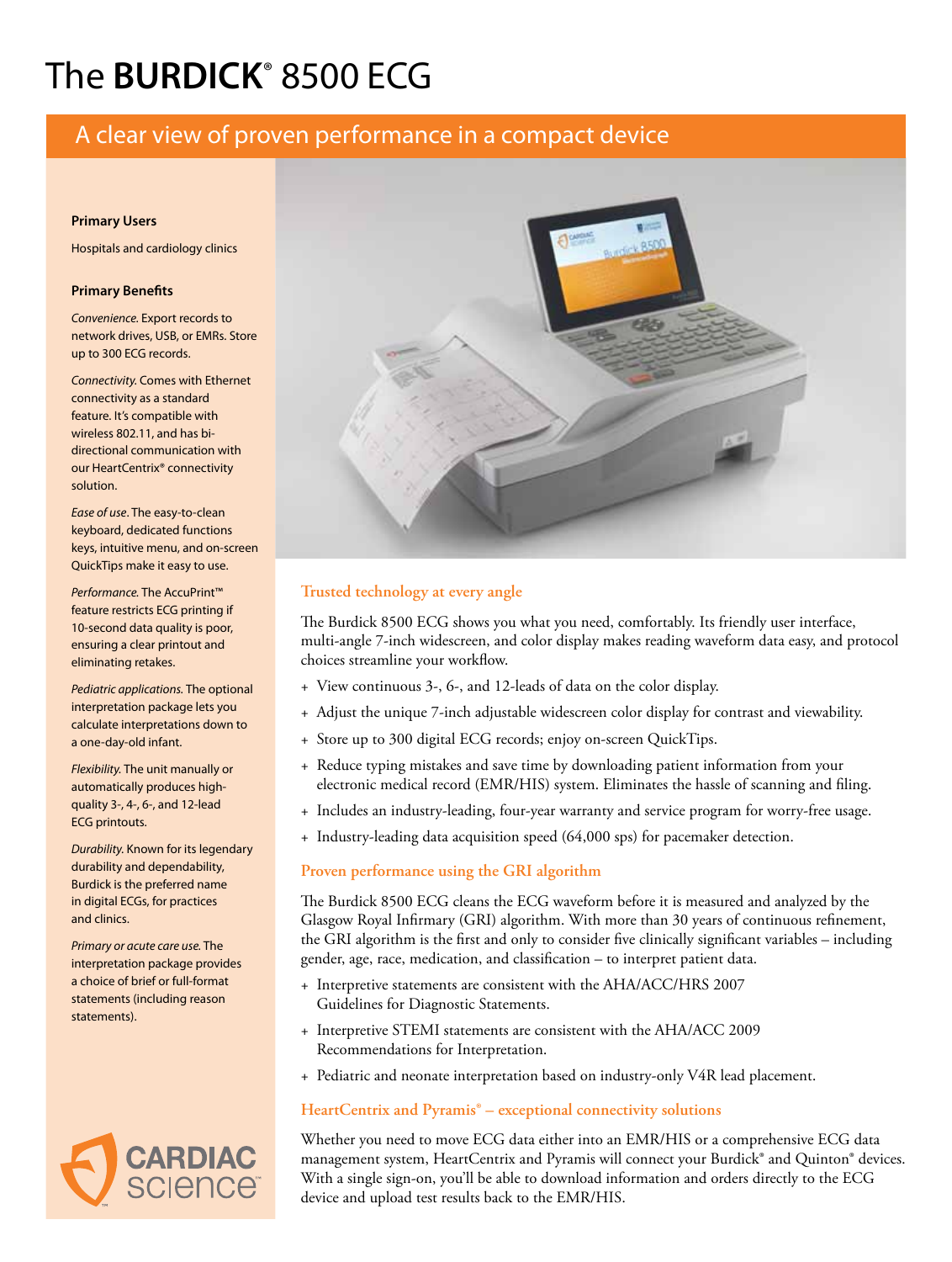# The **BURDICK**® 8500 ECG

## A clear view of proven performance in a compact device

**Primary Users**

Hospitals and cardiology clinics

**Primary Benefits**

*Convenience.* Export records to network drives, USB, or EMRs. Store up to 300 ECG records.

*Connectivity.* Comes with Ethernet connectivity as a standard feature. It's compatible with wireless 802.11, and has bi-directional communication with our HeartCentrix® connectivity solution.

*Ease of use*. The easy-to-clean keyboard, dedicated functions keys, intuitive menu, and on-screen QuickTips make it easy to use.

*Performance.* The AccuPrint™ feature restricts ECG printing if 10-second data quality is poor, ensuring a clear printout and eliminating retakes.

*Pediatric applications.* The optional interpretation package lets you calculate interpretations down to a one-day-old infant.

*Flexibility.* The unit manually or automatically produces high-quality 3-, 4-, 6-, and 12-lead ECG printouts.

*Durability.* Known for its legendary durability and dependability, Burdick is the preferred name in digital ECGs, for practices and clinics.

*Primary or acute care use.* The interpretation package provides a choice of brief or full-format statements (including reason statements).

### Trusted technology at every angle

The Burdick 8500 ECG shows you what you need, comfortably. Its friendly user interface, multi-angle 7-inch widescreen, and color display makes reading waveform data easy, and protocol choices streamline your workflow.

+ View continuous 3-, 6-, and 12-leads of data on the color display.
+ Adjust the unique 7-inch adjustable widescreen color display for contrast and viewability.
+ Store up to 300 digital ECG records; enjoy on-screen QuickTips.
+ Reduce typing mistakes and save time by downloading patient information from your electronic medical record (EMR/HIS) system. Eliminates the hassle of scanning and filing.
+ Includes an industry-leading, four-year warranty and service program for worry-free usage.
+ Industry-leading data acquisition speed (64,000 sps) for pacemaker detection.

### Proven performance using the GRI algorithm

The Burdick 8500 ECG cleans the ECG waveform before it is measured and analyzed by the Glasgow Royal Infirmary (GRI) algorithm. With more than 30 years of continuous refinement, the GRI algorithm is the first and only to consider five clinically significant variables – including gender, age, race, medication, and classification – to interpret patient data.

+ Interpretive statements are consistent with the AHA/ACC/HRS 2007 Guidelines for Diagnostic Statements.
+ Interpretive STEMI statements are consistent with the AHA/ACC 2009 Recommendations for Interpretation.
+ Pediatric and neonate interpretation based on industry-only V4R lead placement.

### HeartCentrix and Pyramis® – exceptional connectivity solutions

Whether you need to move ECG data either into an EMR/HIS or a comprehensive ECG data management system, HeartCentrix and Pyramis will connect your Burdick® and Quinton® devices. With a single sign-on, you'll be able to download information and orders directly to the ECG device and upload test results back to the EMR/HIS.

CARDIAC science™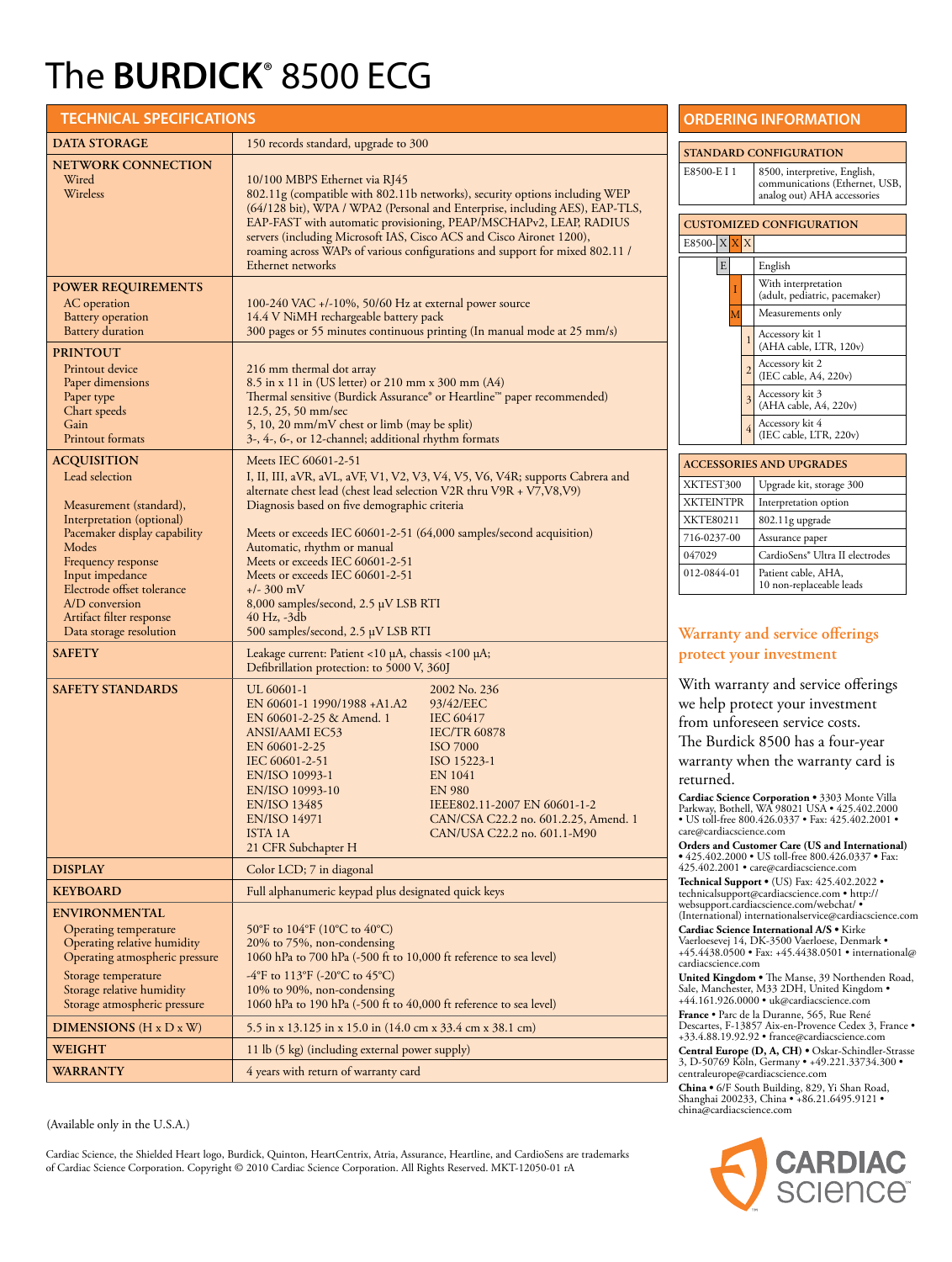# The **BURDICK**® 8500 ECG

## TECHNICAL SPECIFICATIONS

| | |
|---|---|
| **DATA STORAGE** | 150 records standard, upgrade to 300 |
| **NETWORK CONNECTION** | |
| Wired | 10/100 MBPS Ethernet via RJ45 |
| Wireless | 802.11g (compatible with 802.11b networks), security options including WEP (64/128 bit), WPA / WPA2 (Personal and Enterprise, including AES), EAP-TLS, EAP-FAST with automatic provisioning, PEAP/MSCHAPv2, LEAP, RADIUS servers (including Microsoft IAS, Cisco ACS and Cisco Aironet 1200), roaming across WAPs of various configurations and support for mixed 802.11 / Ethernet networks |
| **POWER REQUIREMENTS** | |
| AC operation | 100-240 VAC +/-10%, 50/60 Hz at external power source |
| Battery operation | 14.4 V NiMH rechargeable battery pack |
| Battery duration | 300 pages or 55 minutes continuous printing (In manual mode at 25 mm/s) |
| **PRINTOUT** | |
| Printout device | 216 mm thermal dot array |
| Paper dimensions | 8.5 in x 11 in (US letter) or 210 mm x 300 mm (A4) |
| Paper type | Thermal sensitive (Burdick Assurance® or Heartline™ paper recommended) |
| Chart speeds | 12.5, 25, 50 mm/sec |
| Gain | 5, 10, 20 mm/mV chest or limb (may be split) |
| Printout formats | 3-, 4-, 6-, or 12-channel; additional rhythm formats |
| **ACQUISITION** | Meets IEC 60601-2-51 |
| Lead selection | I, II, III, aVR, aVL, aVF, V1, V2, V3, V4, V5, V6, V4R; supports Cabrera and alternate chest lead (chest lead selection V2R thru V9R + V7,V8,V9) |
| Measurement (standard), Interpretation (optional) | Diagnosis based on five demographic criteria |
| Pacemaker display capability | Meets or exceeds IEC 60601-2-51 (64,000 samples/second acquisition) |
| Modes | Automatic, rhythm or manual |
| Frequency response | Meets or exceeds IEC 60601-2-51 |
| Input impedance | Meets or exceeds IEC 60601-2-51 |
| Electrode offset tolerance | +/- 300 mV |
| A/D conversion | 8,000 samples/second, 2.5 µV LSB RTI |
| Artifact filter response | 40 Hz, -3db |
| Data storage resolution | 500 samples/second, 2.5 µV LSB RTI |
| **SAFETY** | Leakage current: Patient <10 µA, chassis <100 µA; Defibrillation protection: to 5000 V, 360J |
| **SAFETY STANDARDS** | UL 60601-1; EN 60601-1 1990/1988 +A1.A2; EN 60601-2-25 & Amend. 1; ANSI/AAMI EC53; EN 60601-2-25; IEC 60601-2-51; EN/ISO 10993-1; EN/ISO 10993-10; EN/ISO 13485; EN/ISO 14971; ISTA 1A; 21 CFR Subchapter H; 2002 No. 236; 93/42/EEC; IEC 60417; IEC/TR 60878; ISO 7000; ISO 15223-1; EN 1041; EN 980; IEEE802.11-2007 EN 60601-1-2; CAN/CSA C22.2 no. 601.2.25, Amend. 1; CAN/USA C22.2 no. 601.1-M90 |
| **DISPLAY** | Color LCD; 7 in diagonal |
| **KEYBOARD** | Full alphanumeric keypad plus designated quick keys |
| **ENVIRONMENTAL** | |
| Operating temperature | 50°F to 104°F (10°C to 40°C) |
| Operating relative humidity | 20% to 75%, non-condensing |
| Operating atmospheric pressure | 1060 hPa to 700 hPa (-500 ft to 10,000 ft reference to sea level) |
| Storage temperature | -4°F to 113°F (-20°C to 45°C) |
| Storage relative humidity | 10% to 90%, non-condensing |
| Storage atmospheric pressure | 1060 hPa to 190 hPa (-500 ft to 40,000 ft reference to sea level) |
| **DIMENSIONS** (H x D x W) | 5.5 in x 13.125 in x 15.0 in (14.0 cm x 33.4 cm x 38.1 cm) |
| **WEIGHT** | 11 lb (5 kg) (including external power supply) |
| **WARRANTY** | 4 years with return of warranty card |

(Available only in the U.S.A.)

## ORDERING INFORMATION

| STANDARD CONFIGURATION | |
|---|---|
| E8500-E I 1 | 8500, interpretive, English, communications (Ethernet, USB, analog out) AHA accessories |

**CUSTOMIZED CONFIGURATION**

E8500-X X X

| Code | Description |
|---|---|
| E | English |
| I | With interpretation (adult, pediatric, pacemaker) |
| M | Measurements only |
| 1 | Accessory kit 1 (AHA cable, LTR, 120v) |
| 2 | Accessory kit 2 (IEC cable, A4, 220v) |
| 3 | Accessory kit 3 (AHA cable, A4, 220v) |
| 4 | Accessory kit 4 (IEC cable, LTR, 220v) |

| ACCESSORIES AND UPGRADES | |
|---|---|
| XKTEST300 | Upgrade kit, storage 300 |
| XKTEINTPR | Interpretation option |
| XKTE80211 | 802.11g upgrade |
| 716-0237-00 | Assurance paper |
| 047029 | CardioSens® Ultra II electrodes |
| 012-0844-01 | Patient cable, AHA, 10 non-replaceable leads |

## Warranty and service offerings protect your investment

With warranty and service offerings we help protect your investment from unforeseen service costs. The Burdick 8500 has a four-year warranty when the warranty card is returned.

**Cardiac Science Corporation** • 3303 Monte Villa Parkway, Bothell, WA 98021 USA • 425.402.2000 • US toll-free 800.426.0337 • Fax: 425.402.2001 • care@cardiacscience.com

**Orders and Customer Care (US and International)** • 425.402.2000 • US toll-free 800.426.0337 • Fax: 425.402.2001 • care@cardiacscience.com

**Technical Support** • (US) Fax: 425.402.2022 • technicalsupport@cardiacscience.com • http://websupport.cardiacscience.com/webchat/ • (International) internationalservice@cardiacscience.com

**Cardiac Science International A/S** • Kirke Vaerloesevej 14, DK-3500 Vaerloese, Denmark • +45.4438.0500 • Fax: +45.4438.0501 • international@cardiacscience.com

**United Kingdom** • The Manse, 39 Northenden Road, Sale, Manchester, M33 2DH, United Kingdom • +44.161.926.0000 • uk@cardiacscience.com

**France** • Parc de la Duranne, 565, Rue René Descartes, F-13857 Aix-en-Provence Cedex 3, France • +33.4.88.19.92.92 • france@cardiacscience.com

**Central Europe (D, A, CH)** • Oskar-Schindler-Strasse 3, D-50769 Köln, Germany • +49.221.33734.300 • centraleurope@cardiacscience.com

**China** • 6/F South Building, 829, Yi Shan Road, Shanghai 200233, China • +86.21.6495.9121 • china@cardiacscience.com

CARDIAC science™

Cardiac Science, the Shielded Heart logo, Burdick, Quinton, HeartCentrix, Atria, Assurance, Heartline, and CardioSens are trademarks of Cardiac Science Corporation. Copyright © 2010 Cardiac Science Corporation. All Rights Reserved. MKT-12050-01 rA